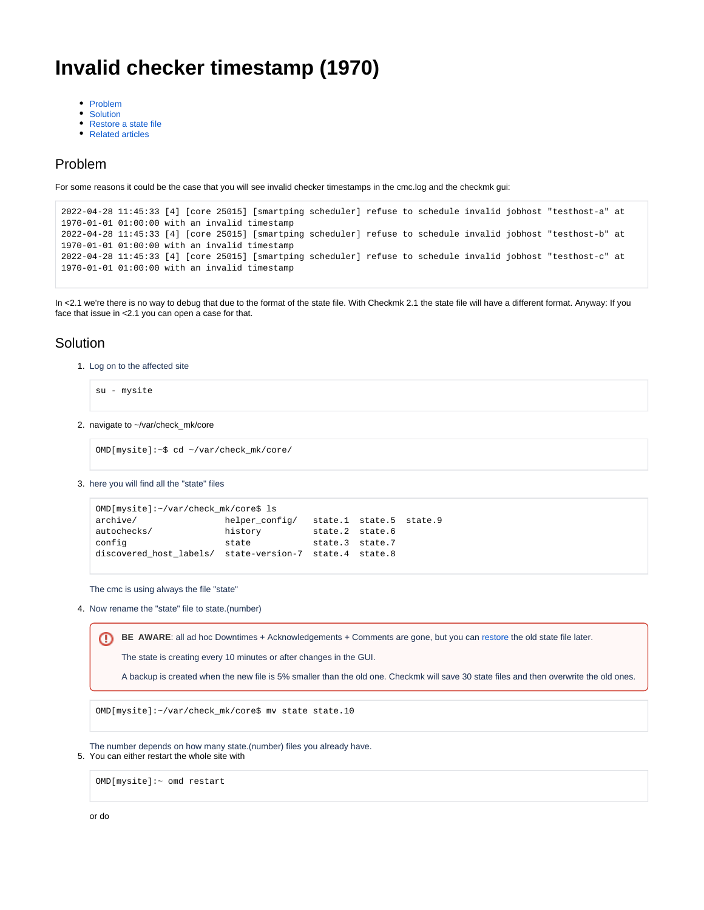# Invalid checker timestamp (1970)

- Problem
- Solution
- Restore a state file
- Related articles

## Problem

For some reasons it could be the case that you will see invalid checker timestamps in the cmc.log and the checkmk gui:

```
2022-04-28 11:45:33 [4] [core 25015] [smartping scheduler] refuse to schedule invalid jobhost "testhost-a" at
1970-01-01 01:00:00 with an invalid timestamp
2022-04-28 11:45:33 [4] [core 25015] [smartping scheduler] refuse to schedule invalid jobhost "testhost-b" at
1970-01-01 01:00:00 with an invalid timestamp
2022-04-28 11:45:33 [4] [core 25015] [smartping scheduler] refuse to schedule invalid jobhost "testhost-c" at
1970-01-01 01:00:00 with an invalid timestamp
```

In <2.1 we're there is no way to debug that due to the format of the state file. With Checkmk 2.1 the state file will have a different format. Anyway: If you face that issue in <2.1 you can open a case for that.

## Solution

1. Log on to the affected site

   ```
   su - mysite
   ```

2. navigate to ~/var/check_mk/core

   ```
   OMD[mysite]:~$ cd ~/var/check_mk/core/
   ```

3. here you will find all the "state" files

   ```
   OMD[mysite]:~/var/check_mk/core$ ls
   archive/                helper_config/   state.1  state.5  state.9
   autochecks/             history          state.2  state.6
   config                  state            state.3  state.7
   discovered_host_labels/ state-version-7  state.4  state.8
   ```

   The cmc is using always the file "state"

4. Now rename the "state" file to state.(number)

   > **BE AWARE**: all ad hoc Downtimes + Acknowledgements + Comments are gone, but you can restore the old state file later.
   >
   > The state is creating every 10 minutes or after changes in the GUI.
   >
   > A backup is created when the new file is 5% smaller than the old one. Checkmk will save 30 state files and then overwrite the old ones.

   ```
   OMD[mysite]:~/var/check_mk/core$ mv state state.10
   ```

   The number depends on how many state.(number) files you already have.

5. You can either restart the whole site with

   ```
   OMD[mysite]:~ omd restart
   ```

   or do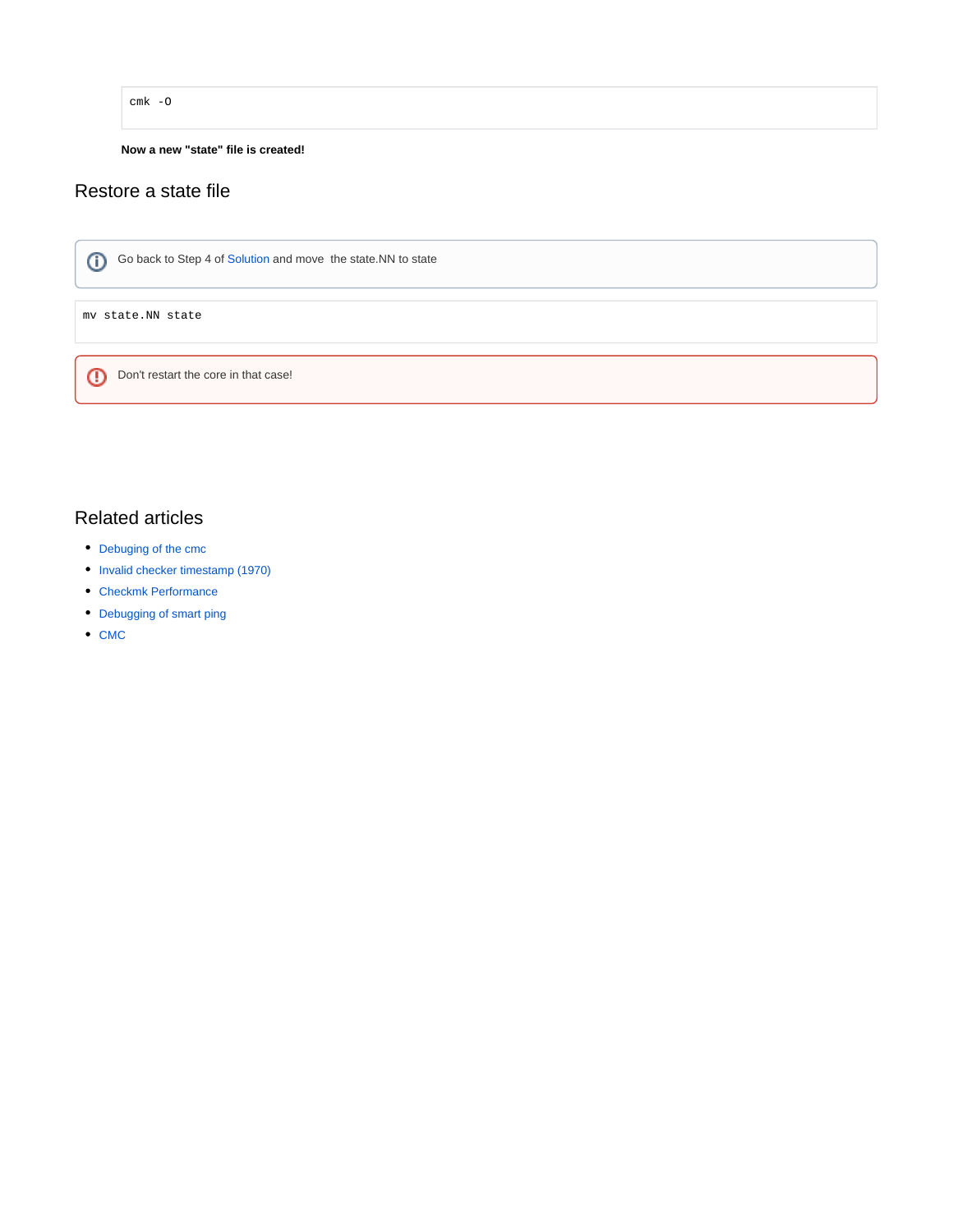```
cmk -O
```

**Now a new "state" file is created!**

## Restore a state file

Go back to Step 4 of Solution and move  the state.NN to state

```
mv state.NN state
```

Don't restart the core in that case!

## Related articles

- Debuging of the cmc
- Invalid checker timestamp (1970)
- Checkmk Performance
- Debugging of smart ping
- CMC